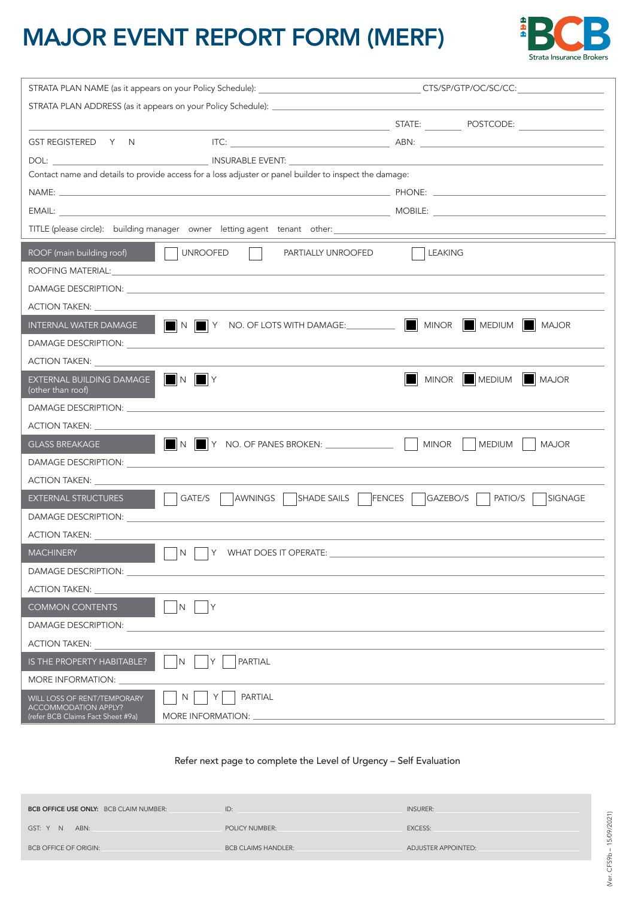# MAJOR EVENT REPORT FORM (MERF)

BCB Strata Insurance Brokers

STRATA PLAN NAME (as it appears on your Policy Schedule): ____________________ CTS/SP/GTP/OC/SC/CC: ____________

STRATA PLAN ADDRESS (as it appears on your Policy Schedule): ____________________

____________________ STATE: ________ POSTCODE: ____________

GST REGISTERED Y N ITC: ____________ ABN: ____________

DOL: ____________ INSURABLE EVENT: ____________

Contact name and details to provide access for a loss adjuster or panel builder to inspect the damage:

NAME: ____________________ PHONE: ____________

EMAIL: ____________________ MOBILE: ____________

TITLE (please circle): building manager owner letting agent tenant other: ____________

---

**ROOF (main building roof)** ☐ UNROOFED ☐ PARTIALLY UNROOFED ☐ LEAKING

ROOFING MATERIAL: ____________________

DAMAGE DESCRIPTION: ____________________

ACTION TAKEN: ____________________

**INTERNAL WATER DAMAGE** ■ N ■ Y NO. OF LOTS WITH DAMAGE: ________ ■ MINOR ■ MEDIUM ■ MAJOR

DAMAGE DESCRIPTION: ____________________

ACTION TAKEN: ____________________

**EXTERNAL BUILDING DAMAGE (other than roof)** ■ N ■ Y ■ MINOR ■ MEDIUM ■ MAJOR

DAMAGE DESCRIPTION: ____________________

ACTION TAKEN: ____________________

**GLASS BREAKAGE** ■ N ■ Y NO. OF PANES BROKEN: ________ ☐ MINOR ☐ MEDIUM ☐ MAJOR

DAMAGE DESCRIPTION: ____________________

ACTION TAKEN: ____________________

**EXTERNAL STRUCTURES** ☐ GATE/S ☐ AWNINGS ☐ SHADE SAILS ☐ FENCES ☐ GAZEBO/S ☐ PATIO/S ☐ SIGNAGE

DAMAGE DESCRIPTION: ____________________

ACTION TAKEN: ____________________

**MACHINERY** ☐ N ☐ Y WHAT DOES IT OPERATE: ____________________

DAMAGE DESCRIPTION: ____________________

ACTION TAKEN: ____________________

**COMMON CONTENTS** ☐ N ☐ Y

DAMAGE DESCRIPTION: ____________________

ACTION TAKEN: ____________________

**IS THE PROPERTY HABITABLE?** ☐ N ☐ Y ☐ PARTIAL

MORE INFORMATION: ____________________

**WILL LOSS OF RENT/TEMPORARY ACCOMMODATION APPLY? (refer BCB Claims Fact Sheet #9a)** ☐ N ☐ Y ☐ PARTIAL

MORE INFORMATION: ____________________

Refer next page to complete the Level of Urgency – Self Evaluation

---

**BCB OFFICE USE ONLY:** BCB CLAIM NUMBER: ____________ ID: ____________ INSURER: ____________

GST: Y N ABN: ____________ POLICY NUMBER: ____________ EXCESS: ____________

BCB OFFICE OF ORIGIN: ____________ BCB CLAIMS HANDLER: ____________ ADJUSTER APPOINTED: ____________

(Ver. CFS9b – 15/09/2021)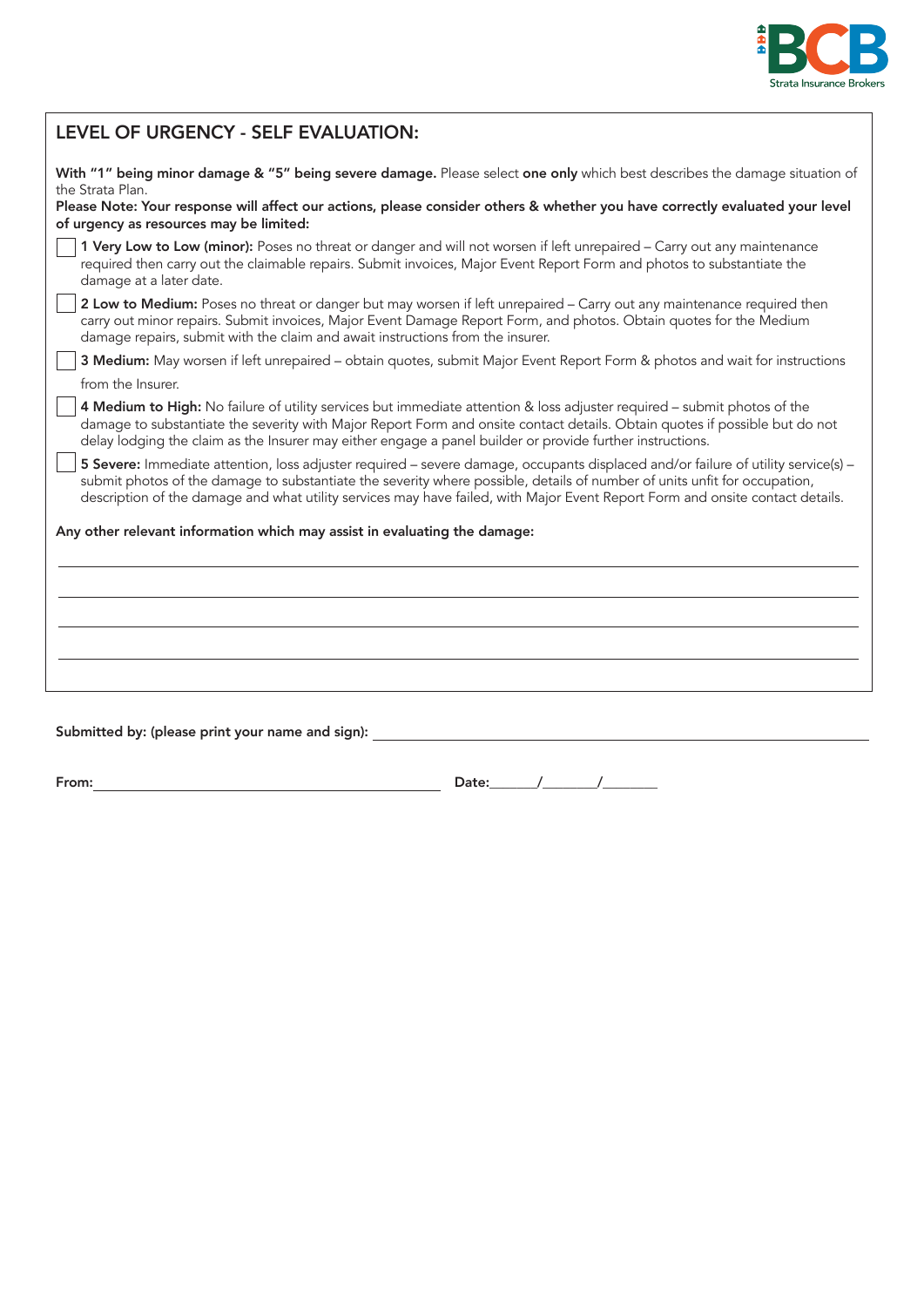## LEVEL OF URGENCY - SELF EVALUATION:

**With "1" being minor damage & "5" being severe damage.** Please select **one only** which best describes the damage situation of the Strata Plan.

**Please Note: Your response will affect our actions, please consider others & whether you have correctly evaluated your level of urgency as resources may be limited:**

☐ **1 Very Low to Low (minor):** Poses no threat or danger and will not worsen if left unrepaired – Carry out any maintenance required then carry out the claimable repairs. Submit invoices, Major Event Report Form and photos to substantiate the damage at a later date.

☐ **2 Low to Medium:** Poses no threat or danger but may worsen if left unrepaired – Carry out any maintenance required then carry out minor repairs. Submit invoices, Major Event Damage Report Form, and photos. Obtain quotes for the Medium damage repairs, submit with the claim and await instructions from the insurer.

☐ **3 Medium:** May worsen if left unrepaired – obtain quotes, submit Major Event Report Form & photos and wait for instructions from the Insurer.

☐ **4 Medium to High:** No failure of utility services but immediate attention & loss adjuster required – submit photos of the damage to substantiate the severity with Major Report Form and onsite contact details. Obtain quotes if possible but do not delay lodging the claim as the Insurer may either engage a panel builder or provide further instructions.

☐ **5 Severe:** Immediate attention, loss adjuster required – severe damage, occupants displaced and/or failure of utility service(s) – submit photos of the damage to substantiate the severity where possible, details of number of units unfit for occupation, description of the damage and what utility services may have failed, with Major Event Report Form and onsite contact details.

**Any other relevant information which may assist in evaluating the damage:**

______________________________________________________________________

______________________________________________________________________

______________________________________________________________________

______________________________________________________________________

**Submitted by: (please print your name and sign):** ______________________________

**From:** ______________________________ **Date:** ______/______/______